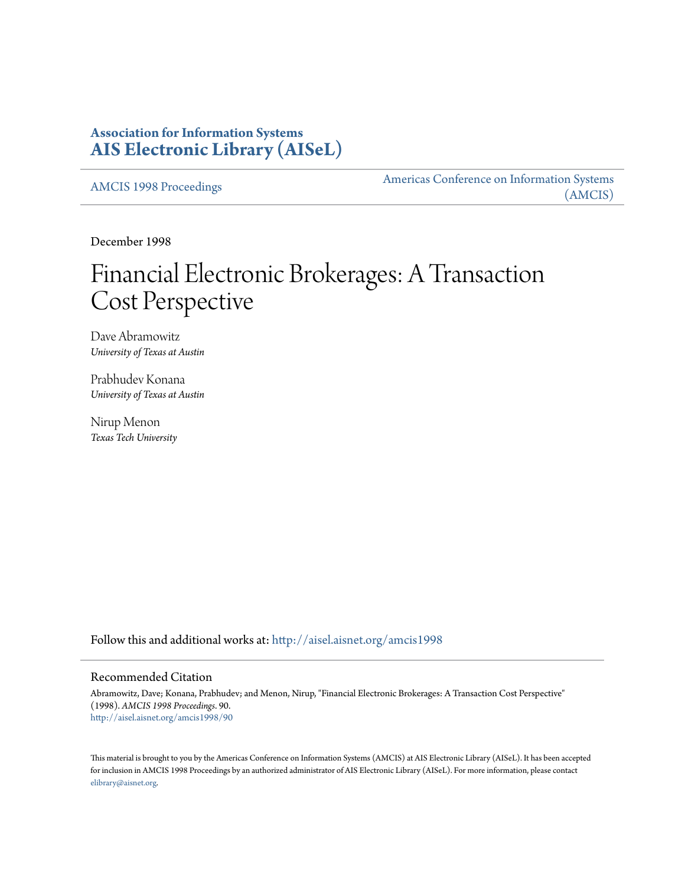# Association for Information Systems
# AIS Electronic Library (AISeL)

AMCIS 1998 Proceedings

Americas Conference on Information Systems (AMCIS)

December 1998

# Financial Electronic Brokerages: A Transaction Cost Perspective

Dave Abramowitz
*University of Texas at Austin*

Prabhudev Konana
*University of Texas at Austin*

Nirup Menon
*Texas Tech University*

Follow this and additional works at: http://aisel.aisnet.org/amcis1998

## Recommended Citation

Abramowitz, Dave; Konana, Prabhudev; and Menon, Nirup, "Financial Electronic Brokerages: A Transaction Cost Perspective" (1998). *AMCIS 1998 Proceedings*. 90.
http://aisel.aisnet.org/amcis1998/90

This material is brought to you by the Americas Conference on Information Systems (AMCIS) at AIS Electronic Library (AISeL). It has been accepted for inclusion in AMCIS 1998 Proceedings by an authorized administrator of AIS Electronic Library (AISeL). For more information, please contact elibrary@aisnet.org.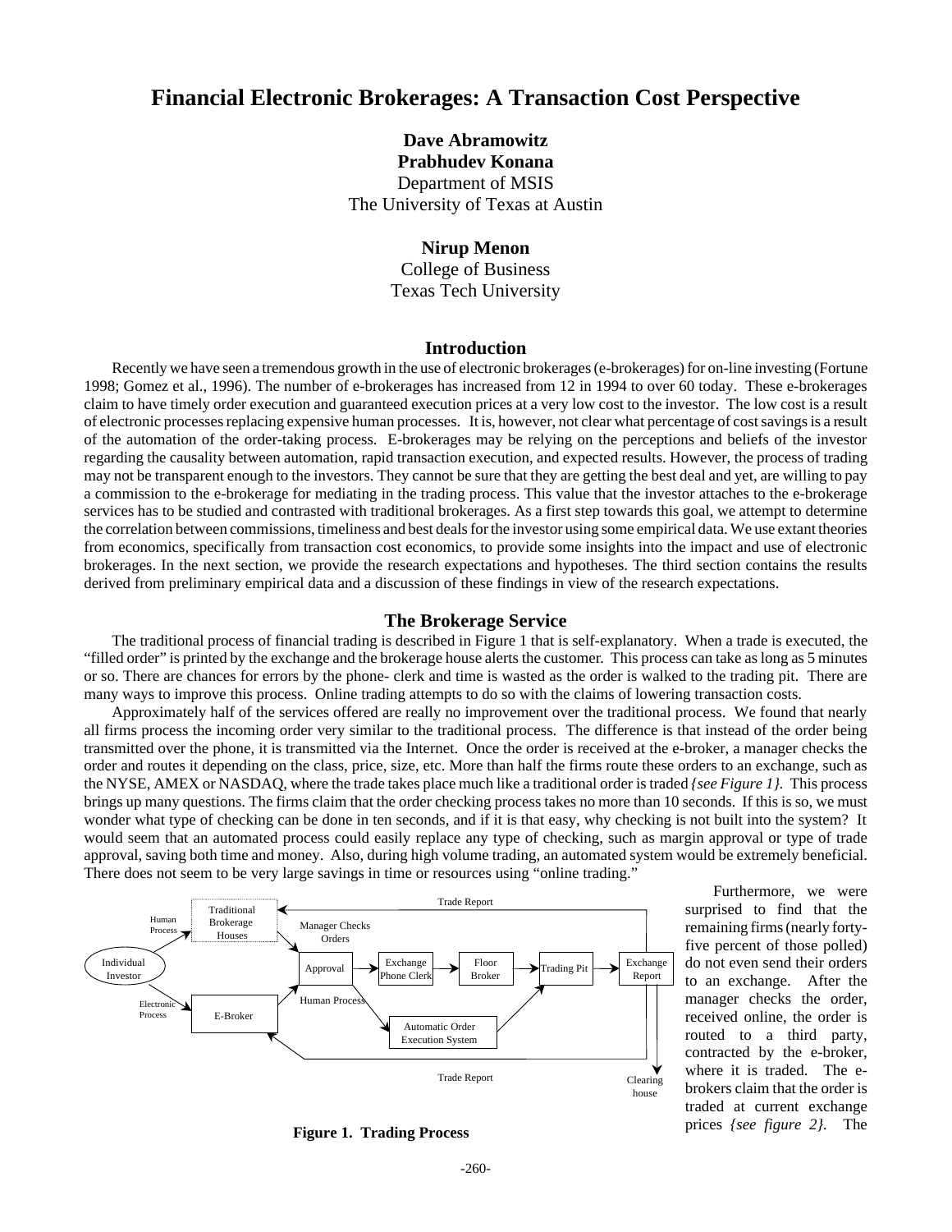# Financial Electronic Brokerages: A Transaction Cost Perspective

**Dave Abramowitz**
**Prabhudev Konana**
Department of MSIS
The University of Texas at Austin

**Nirup Menon**
College of Business
Texas Tech University

## Introduction

Recently we have seen a tremendous growth in the use of electronic brokerages (e-brokerages) for on-line investing (Fortune 1998; Gomez et al., 1996). The number of e-brokerages has increased from 12 in 1994 to over 60 today. These e-brokerages claim to have timely order execution and guaranteed execution prices at a very low cost to the investor. The low cost is a result of electronic processes replacing expensive human processes. It is, however, not clear what percentage of cost savings is a result of the automation of the order-taking process. E-brokerages may be relying on the perceptions and beliefs of the investor regarding the causality between automation, rapid transaction execution, and expected results. However, the process of trading may not be transparent enough to the investors. They cannot be sure that they are getting the best deal and yet, are willing to pay a commission to the e-brokerage for mediating in the trading process. This value that the investor attaches to the e-brokerage services has to be studied and contrasted with traditional brokerages. As a first step towards this goal, we attempt to determine the correlation between commissions, timeliness and best deals for the investor using some empirical data. We use extant theories from economics, specifically from transaction cost economics, to provide some insights into the impact and use of electronic brokerages. In the next section, we provide the research expectations and hypotheses. The third section contains the results derived from preliminary empirical data and a discussion of these findings in view of the research expectations.

## The Brokerage Service

The traditional process of financial trading is described in Figure 1 that is self-explanatory. When a trade is executed, the "filled order" is printed by the exchange and the brokerage house alerts the customer. This process can take as long as 5 minutes or so. There are chances for errors by the phone- clerk and time is wasted as the order is walked to the trading pit. There are many ways to improve this process. Online trading attempts to do so with the claims of lowering transaction costs.

Approximately half of the services offered are really no improvement over the traditional process. We found that nearly all firms process the incoming order very similar to the traditional process. The difference is that instead of the order being transmitted over the phone, it is transmitted via the Internet. Once the order is received at the e-broker, a manager checks the order and routes it depending on the class, price, size, etc. More than half the firms route these orders to an exchange, such as the NYSE, AMEX or NASDAQ, where the trade takes place much like a traditional order is traded *{see Figure 1}.* This process brings up many questions. The firms claim that the order checking process takes no more than 10 seconds. If this is so, we must wonder what type of checking can be done in ten seconds, and if it is that easy, why checking is not built into the system? It would seem that an automated process could easily replace any type of checking, such as margin approval or type of trade approval, saving both time and money. Also, during high volume trading, an automated system would be extremely beneficial. There does not seem to be very large savings in time or resources using "online trading."

**Figure 1. Trading Process**

Furthermore, we were surprised to find that the remaining firms (nearly forty-five percent of those polled) do not even send their orders to an exchange. After the manager checks the order, received online, the order is routed to a third party, contracted by the e-broker, where it is traded. The e-brokers claim that the order is traded at current exchange prices *{see figure 2}.* The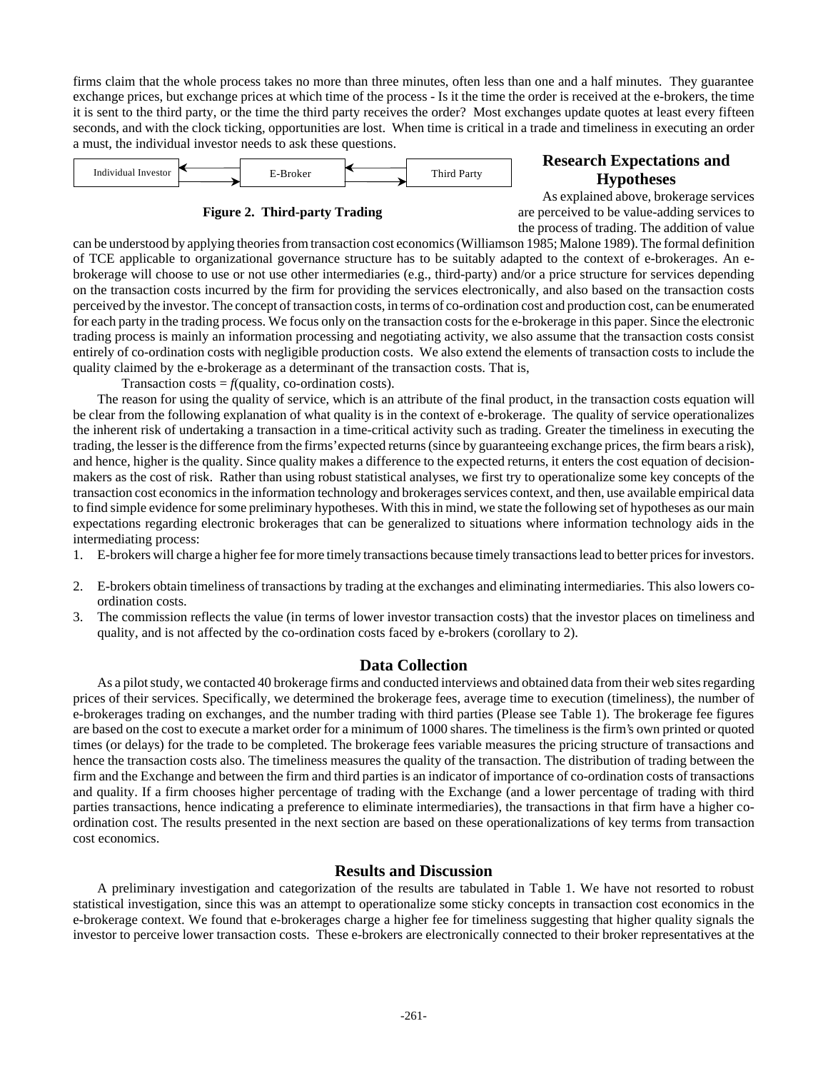firms claim that the whole process takes no more than three minutes, often less than one and a half minutes. They guarantee exchange prices, but exchange prices at which time of the process - Is it the time the order is received at the e-brokers, the time it is sent to the third party, or the time the third party receives the order? Most exchanges update quotes at least every fifteen seconds, and with the clock ticking, opportunities are lost. When time is critical in a trade and timeliness in executing an order a must, the individual investor needs to ask these questions.

Individual Investor ⇄ E-Broker ⇄ Third Party

**Figure 2. Third-party Trading**

## Research Expectations and Hypotheses

As explained above, brokerage services are perceived to be value-adding services to the process of trading. The addition of value can be understood by applying theories from transaction cost economics (Williamson 1985; Malone 1989). The formal definition of TCE applicable to organizational governance structure has to be suitably adapted to the context of e-brokerages. An e-brokerage will choose to use or not use other intermediaries (e.g., third-party) and/or a price structure for services depending on the transaction costs incurred by the firm for providing the services electronically, and also based on the transaction costs perceived by the investor. The concept of transaction costs, in terms of co-ordination cost and production cost, can be enumerated for each party in the trading process. We focus only on the transaction costs for the e-brokerage in this paper. Since the electronic trading process is mainly an information processing and negotiating activity, we also assume that the transaction costs consist entirely of co-ordination costs with negligible production costs. We also extend the elements of transaction costs to include the quality claimed by the e-brokerage as a determinant of the transaction costs. That is,

Transaction costs = $f$(quality, co-ordination costs).

The reason for using the quality of service, which is an attribute of the final product, in the transaction costs equation will be clear from the following explanation of what quality is in the context of e-brokerage. The quality of service operationalizes the inherent risk of undertaking a transaction in a time-critical activity such as trading. Greater the timeliness in executing the trading, the lesser is the difference from the firms' expected returns (since by guaranteeing exchange prices, the firm bears a risk), and hence, higher is the quality. Since quality makes a difference to the expected returns, it enters the cost equation of decision-makers as the cost of risk. Rather than using robust statistical analyses, we first try to operationalize some key concepts of the transaction cost economics in the information technology and brokerages services context, and then, use available empirical data to find simple evidence for some preliminary hypotheses. With this in mind, we state the following set of hypotheses as our main expectations regarding electronic brokerages that can be generalized to situations where information technology aids in the intermediating process:

1. E-brokers will charge a higher fee for more timely transactions because timely transactions lead to better prices for investors.
2. E-brokers obtain timeliness of transactions by trading at the exchanges and eliminating intermediaries. This also lowers co-ordination costs.
3. The commission reflects the value (in terms of lower investor transaction costs) that the investor places on timeliness and quality, and is not affected by the co-ordination costs faced by e-brokers (corollary to 2).

## Data Collection

As a pilot study, we contacted 40 brokerage firms and conducted interviews and obtained data from their web sites regarding prices of their services. Specifically, we determined the brokerage fees, average time to execution (timeliness), the number of e-brokerages trading on exchanges, and the number trading with third parties (Please see Table 1). The brokerage fee figures are based on the cost to execute a market order for a minimum of 1000 shares. The timeliness is the firm's own printed or quoted times (or delays) for the trade to be completed. The brokerage fees variable measures the pricing structure of transactions and hence the transaction costs also. The timeliness measures the quality of the transaction. The distribution of trading between the firm and the Exchange and between the firm and third parties is an indicator of importance of co-ordination costs of transactions and quality. If a firm chooses higher percentage of trading with the Exchange (and a lower percentage of trading with third parties transactions, hence indicating a preference to eliminate intermediaries), the transactions in that firm have a higher co-ordination cost. The results presented in the next section are based on these operationalizations of key terms from transaction cost economics.

## Results and Discussion

A preliminary investigation and categorization of the results are tabulated in Table 1. We have not resorted to robust statistical investigation, since this was an attempt to operationalize some sticky concepts in transaction cost economics in the e-brokerage context. We found that e-brokerages charge a higher fee for timeliness suggesting that higher quality signals the investor to perceive lower transaction costs. These e-brokers are electronically connected to their broker representatives at the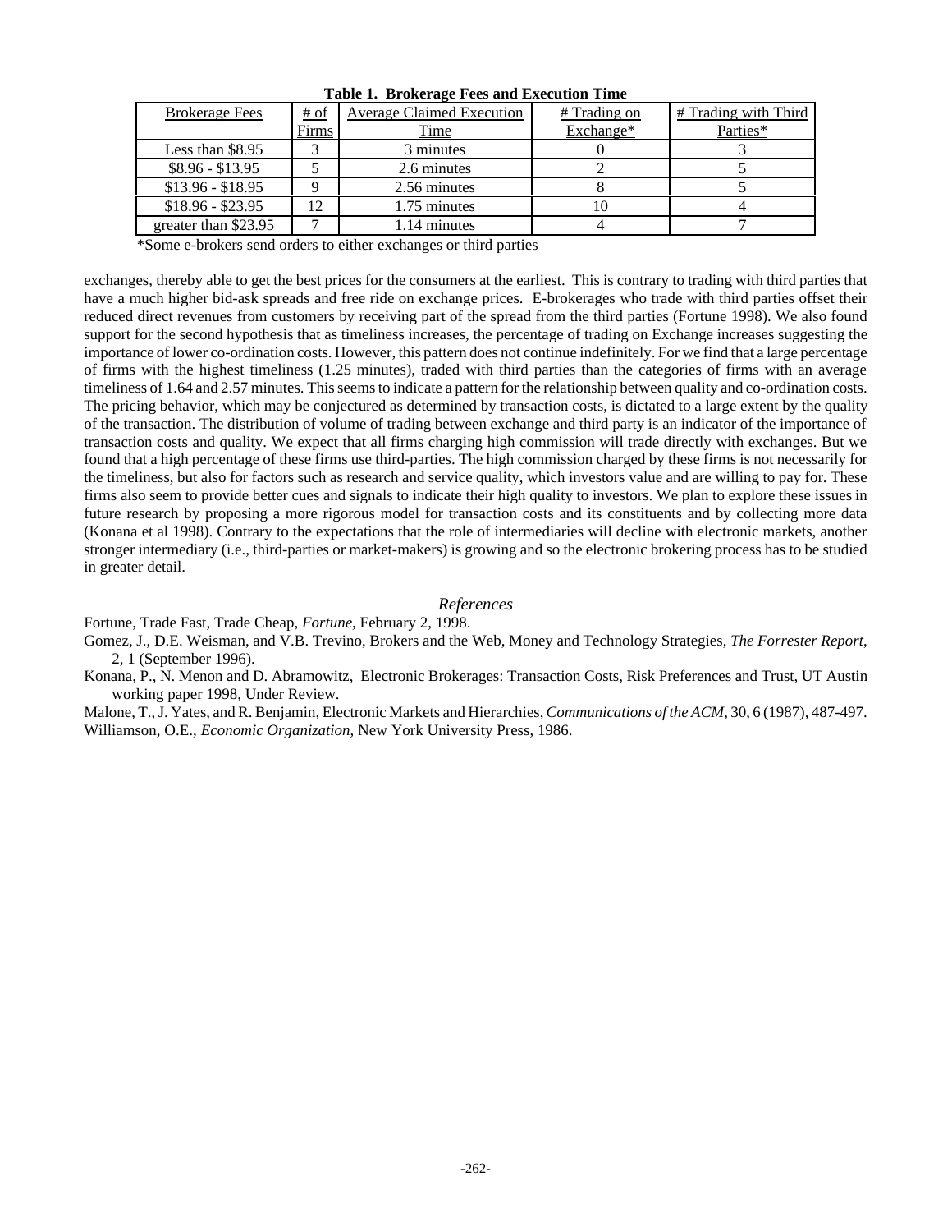**Table 1. Brokerage Fees and Execution Time**

| Brokerage Fees | # of Firms | Average Claimed Execution Time | # Trading on Exchange* | # Trading with Third Parties* |
|---|---|---|---|---|
| Less than $8.95 | 3 | 3 minutes | 0 | 3 |
| $8.96 - $13.95 | 5 | 2.6 minutes | 2 | 5 |
| $13.96 - $18.95 | 9 | 2.56 minutes | 8 | 5 |
| $18.96 - $23.95 | 12 | 1.75 minutes | 10 | 4 |
| greater than $23.95 | 7 | 1.14 minutes | 4 | 7 |

*Some e-brokers send orders to either exchanges or third parties

exchanges, thereby able to get the best prices for the consumers at the earliest. This is contrary to trading with third parties that have a much higher bid-ask spreads and free ride on exchange prices. E-brokerages who trade with third parties offset their reduced direct revenues from customers by receiving part of the spread from the third parties (Fortune 1998). We also found support for the second hypothesis that as timeliness increases, the percentage of trading on Exchange increases suggesting the importance of lower co-ordination costs. However, this pattern does not continue indefinitely. For we find that a large percentage of firms with the highest timeliness (1.25 minutes), traded with third parties than the categories of firms with an average timeliness of 1.64 and 2.57 minutes. This seems to indicate a pattern for the relationship between quality and co-ordination costs. The pricing behavior, which may be conjectured as determined by transaction costs, is dictated to a large extent by the quality of the transaction. The distribution of volume of trading between exchange and third party is an indicator of the importance of transaction costs and quality. We expect that all firms charging high commission will trade directly with exchanges. But we found that a high percentage of these firms use third-parties. The high commission charged by these firms is not necessarily for the timeliness, but also for factors such as research and service quality, which investors value and are willing to pay for. These firms also seem to provide better cues and signals to indicate their high quality to investors. We plan to explore these issues in future research by proposing a more rigorous model for transaction costs and its constituents and by collecting more data (Konana et al 1998). Contrary to the expectations that the role of intermediaries will decline with electronic markets, another stronger intermediary (i.e., third-parties or market-makers) is growing and so the electronic brokering process has to be studied in greater detail.

## *References*

Fortune, Trade Fast, Trade Cheap, *Fortune*, February 2, 1998.

Gomez, J., D.E. Weisman, and V.B. Trevino, Brokers and the Web, Money and Technology Strategies, *The Forrester Report*, 2, 1 (September 1996).

Konana, P., N. Menon and D. Abramowitz, Electronic Brokerages: Transaction Costs, Risk Preferences and Trust, UT Austin working paper 1998, Under Review.

Malone, T., J. Yates, and R. Benjamin, Electronic Markets and Hierarchies, *Communications of the ACM*, 30, 6 (1987), 487-497.

Williamson, O.E., *Economic Organization*, New York University Press, 1986.